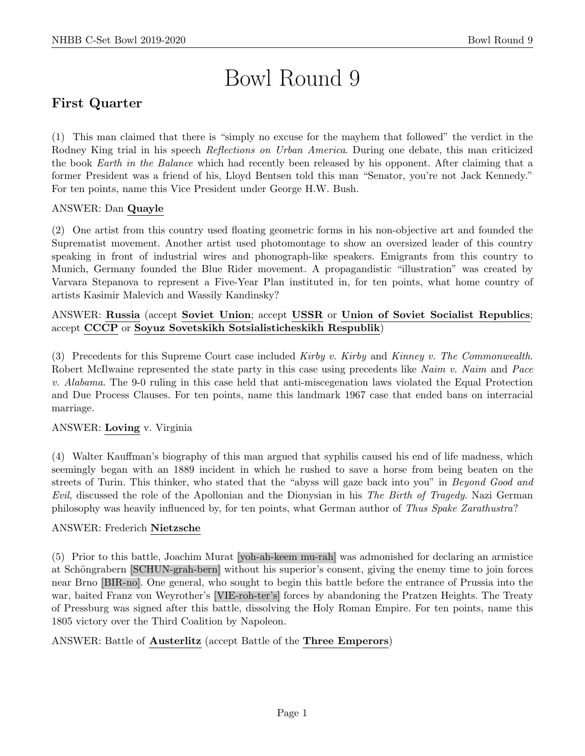# Bowl Round 9

## First Quarter

(1) This man claimed that there is "simply no excuse for the mayhem that followed" the verdict in the Rodney King trial in his speech *Reflections on Urban America*. During one debate, this man criticized the book *Earth in the Balance* which had recently been released by his opponent. After claiming that a former President was a friend of his, Lloyd Bentsen told this man "Senator, you're not Jack Kennedy." For ten points, name this Vice President under George H.W. Bush.

ANSWER: Dan **Quayle**

(2) One artist from this country used floating geometric forms in his non-objective art and founded the Suprematist movement. Another artist used photomontage to show an oversized leader of this country speaking in front of industrial wires and phonograph-like speakers. Emigrants from this country to Munich, Germany founded the Blue Rider movement. A propagandistic "illustration" was created by Varvara Stepanova to represent a Five-Year Plan instituted in, for ten points, what home country of artists Kasimir Malevich and Wassily Kandinsky?

ANSWER: **Russia** (accept **Soviet Union**; accept **USSR** or **Union of Soviet Socialist Republics**; accept **CCCP** or **Soyuz Sovetskikh Sotsialisticheskikh Respublik**)

(3) Precedents for this Supreme Court case included *Kirby v. Kirby* and *Kinney v. The Commonwealth*. Robert McIlwaine represented the state party in this case using precedents like *Naim v. Naim* and *Pace v. Alabama*. The 9-0 ruling in this case held that anti-miscegenation laws violated the Equal Protection and Due Process Clauses. For ten points, name this landmark 1967 case that ended bans on interracial marriage.

ANSWER: **Loving** v. Virginia

(4) Walter Kauffman's biography of this man argued that syphilis caused his end of life madness, which seemingly began with an 1889 incident in which he rushed to save a horse from being beaten on the streets of Turin. This thinker, who stated that the "abyss will gaze back into you" in *Beyond Good and Evil*, discussed the role of the Apollonian and the Dionysian in his *The Birth of Tragedy*. Nazi German philosophy was heavily influenced by, for ten points, what German author of *Thus Spake Zarathustra*?

ANSWER: Frederich **Nietzsche**

(5) Prior to this battle, Joachim Murat [yoh-ah-keem mu-rah] was admonished for declaring an armistice at Schöngrabern [SCHUN-grah-bern] without his superior's consent, giving the enemy time to join forces near Brno [BIR-no]. One general, who sought to begin this battle before the entrance of Prussia into the war, baited Franz von Weyrother's [VIE-roh-ter's] forces by abandoning the Pratzen Heights. The Treaty of Pressburg was signed after this battle, dissolving the Holy Roman Empire. For ten points, name this 1805 victory over the Third Coalition by Napoleon.

ANSWER: Battle of **Austerlitz** (accept Battle of the **Three Emperors**)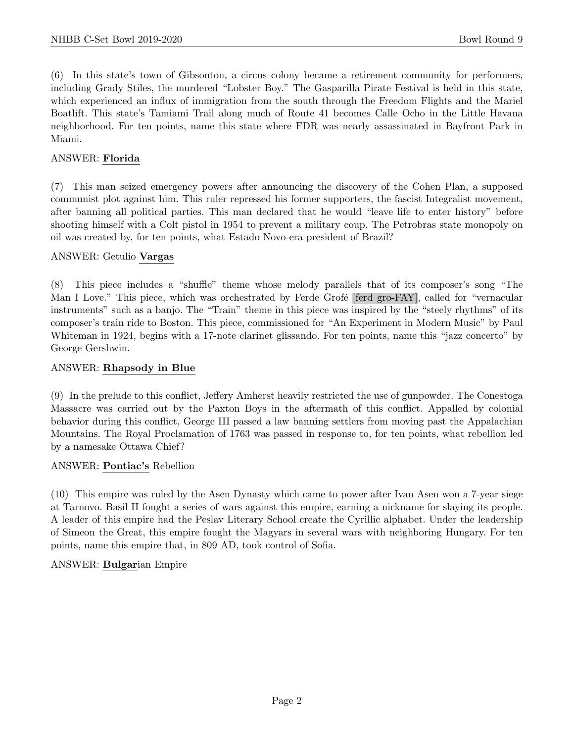(6) In this state's town of Gibsonton, a circus colony became a retirement community for performers, including Grady Stiles, the murdered "Lobster Boy." The Gasparilla Pirate Festival is held in this state, which experienced an influx of immigration from the south through the Freedom Flights and the Mariel Boatlift. This state's Tamiami Trail along much of Route 41 becomes Calle Ocho in the Little Havana neighborhood. For ten points, name this state where FDR was nearly assassinated in Bayfront Park in Miami.

ANSWER: **Florida**

(7) This man seized emergency powers after announcing the discovery of the Cohen Plan, a supposed communist plot against him. This ruler repressed his former supporters, the fascist Integralist movement, after banning all political parties. This man declared that he would "leave life to enter history" before shooting himself with a Colt pistol in 1954 to prevent a military coup. The Petrobras state monopoly on oil was created by, for ten points, what Estado Novo-era president of Brazil?

ANSWER: Getulio **Vargas**

(8) This piece includes a "shuffle" theme whose melody parallels that of its composer's song "The Man I Love." This piece, which was orchestrated by Ferde Grofé [ferd gro-FAY], called for "vernacular instruments" such as a banjo. The "Train" theme in this piece was inspired by the "steely rhythms" of its composer's train ride to Boston. This piece, commissioned for "An Experiment in Modern Music" by Paul Whiteman in 1924, begins with a 17-note clarinet glissando. For ten points, name this "jazz concerto" by George Gershwin.

ANSWER: **Rhapsody in Blue**

(9) In the prelude to this conflict, Jeffery Amherst heavily restricted the use of gunpowder. The Conestoga Massacre was carried out by the Paxton Boys in the aftermath of this conflict. Appalled by colonial behavior during this conflict, George III passed a law banning settlers from moving past the Appalachian Mountains. The Royal Proclamation of 1763 was passed in response to, for ten points, what rebellion led by a namesake Ottawa Chief?

ANSWER: **Pontiac's** Rebellion

(10) This empire was ruled by the Asen Dynasty which came to power after Ivan Asen won a 7-year siege at Tarnovo. Basil II fought a series of wars against this empire, earning a nickname for slaying its people. A leader of this empire had the Peslav Literary School create the Cyrillic alphabet. Under the leadership of Simeon the Great, this empire fought the Magyars in several wars with neighboring Hungary. For ten points, name this empire that, in 809 AD, took control of Sofia.

ANSWER: **Bulgar**ian Empire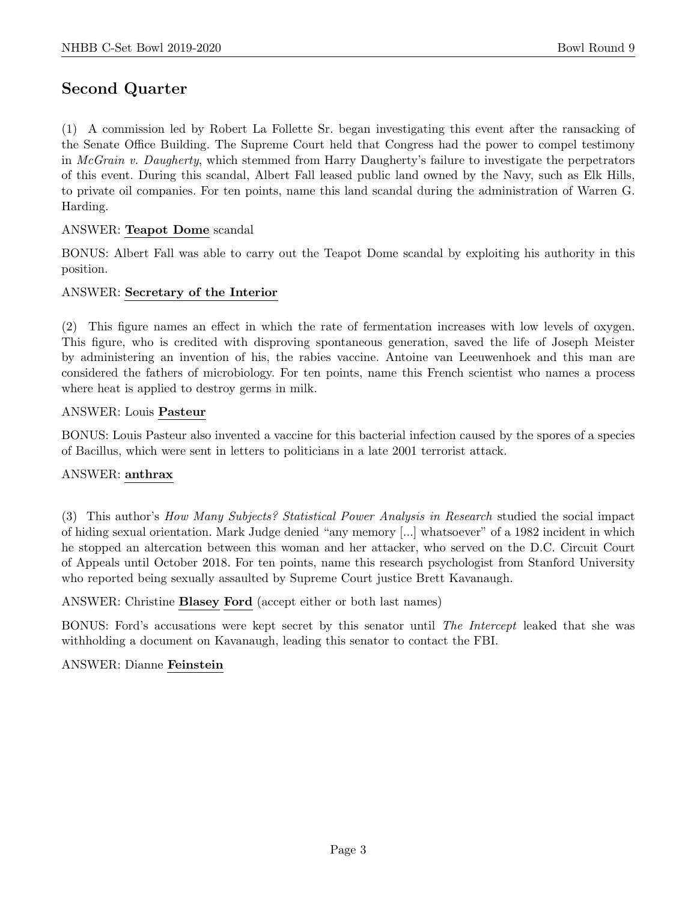## Second Quarter

(1) A commission led by Robert La Follette Sr. began investigating this event after the ransacking of the Senate Office Building. The Supreme Court held that Congress had the power to compel testimony in *McGrain v. Daugherty*, which stemmed from Harry Daugherty's failure to investigate the perpetrators of this event. During this scandal, Albert Fall leased public land owned by the Navy, such as Elk Hills, to private oil companies. For ten points, name this land scandal during the administration of Warren G. Harding.

ANSWER: **Teapot Dome** scandal

BONUS: Albert Fall was able to carry out the Teapot Dome scandal by exploiting his authority in this position.

ANSWER: **Secretary of the Interior**

(2) This figure names an effect in which the rate of fermentation increases with low levels of oxygen. This figure, who is credited with disproving spontaneous generation, saved the life of Joseph Meister by administering an invention of his, the rabies vaccine. Antoine van Leeuwenhoek and this man are considered the fathers of microbiology. For ten points, name this French scientist who names a process where heat is applied to destroy germs in milk.

ANSWER: Louis **Pasteur**

BONUS: Louis Pasteur also invented a vaccine for this bacterial infection caused by the spores of a species of Bacillus, which were sent in letters to politicians in a late 2001 terrorist attack.

ANSWER: **anthrax**

(3) This author's *How Many Subjects? Statistical Power Analysis in Research* studied the social impact of hiding sexual orientation. Mark Judge denied "any memory [...] whatsoever" of a 1982 incident in which he stopped an altercation between this woman and her attacker, who served on the D.C. Circuit Court of Appeals until October 2018. For ten points, name this research psychologist from Stanford University who reported being sexually assaulted by Supreme Court justice Brett Kavanaugh.

ANSWER: Christine **Blasey** **Ford** (accept either or both last names)

BONUS: Ford's accusations were kept secret by this senator until *The Intercept* leaked that she was withholding a document on Kavanaugh, leading this senator to contact the FBI.

ANSWER: Dianne **Feinstein**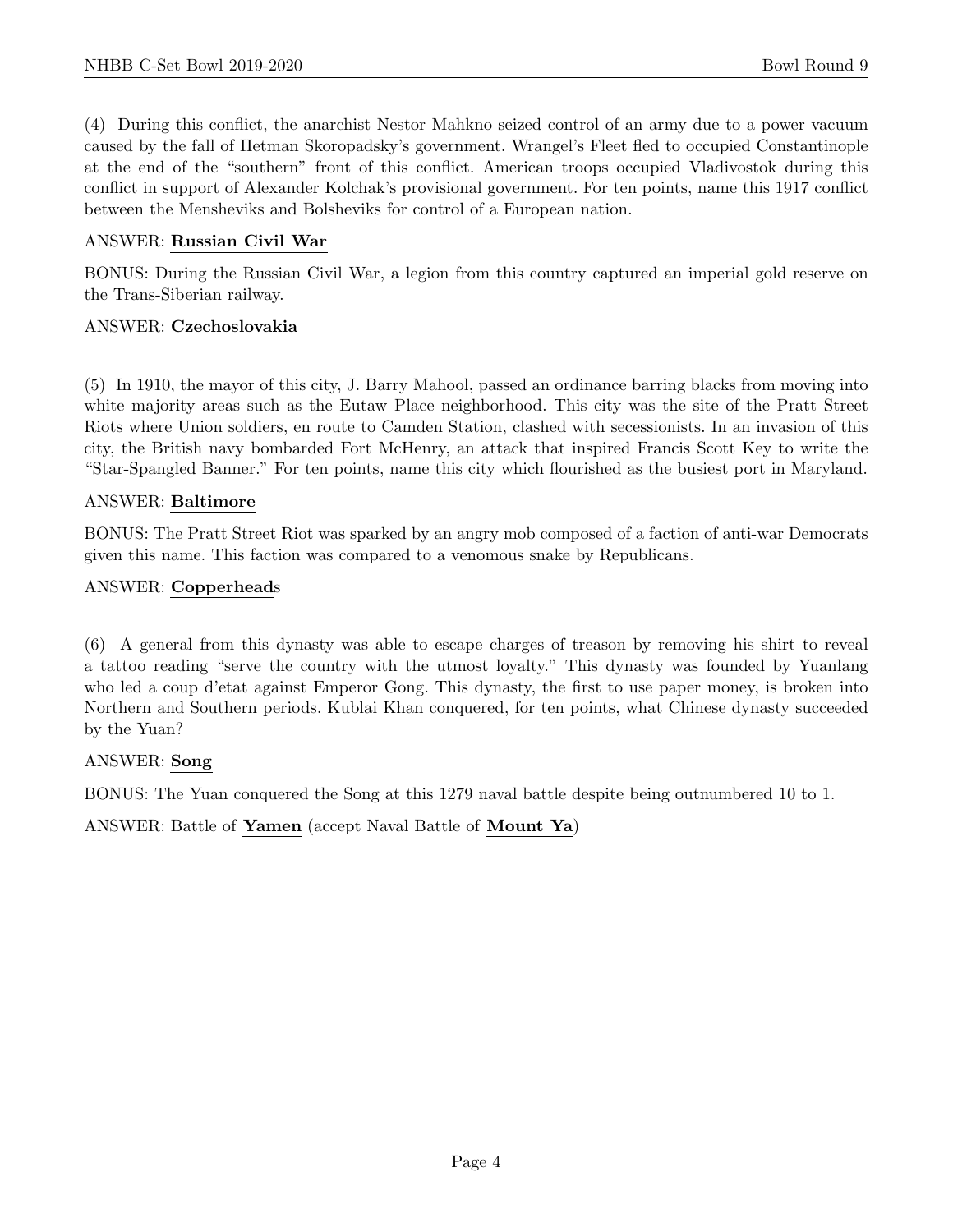(4) During this conflict, the anarchist Nestor Mahkno seized control of an army due to a power vacuum caused by the fall of Hetman Skoropadsky's government. Wrangel's Fleet fled to occupied Constantinople at the end of the "southern" front of this conflict. American troops occupied Vladivostok during this conflict in support of Alexander Kolchak's provisional government. For ten points, name this 1917 conflict between the Mensheviks and Bolsheviks for control of a European nation.

ANSWER: **Russian Civil War**

BONUS: During the Russian Civil War, a legion from this country captured an imperial gold reserve on the Trans-Siberian railway.

ANSWER: **Czechoslovakia**

(5) In 1910, the mayor of this city, J. Barry Mahool, passed an ordinance barring blacks from moving into white majority areas such as the Eutaw Place neighborhood. This city was the site of the Pratt Street Riots where Union soldiers, en route to Camden Station, clashed with secessionists. In an invasion of this city, the British navy bombarded Fort McHenry, an attack that inspired Francis Scott Key to write the "Star-Spangled Banner." For ten points, name this city which flourished as the busiest port in Maryland.

ANSWER: **Baltimore**

BONUS: The Pratt Street Riot was sparked by an angry mob composed of a faction of anti-war Democrats given this name. This faction was compared to a venomous snake by Republicans.

ANSWER: **Copperhead**s

(6) A general from this dynasty was able to escape charges of treason by removing his shirt to reveal a tattoo reading "serve the country with the utmost loyalty." This dynasty was founded by Yuanlang who led a coup d'etat against Emperor Gong. This dynasty, the first to use paper money, is broken into Northern and Southern periods. Kublai Khan conquered, for ten points, what Chinese dynasty succeeded by the Yuan?

ANSWER: **Song**

BONUS: The Yuan conquered the Song at this 1279 naval battle despite being outnumbered 10 to 1.

ANSWER: Battle of **Yamen** (accept Naval Battle of **Mount Ya**)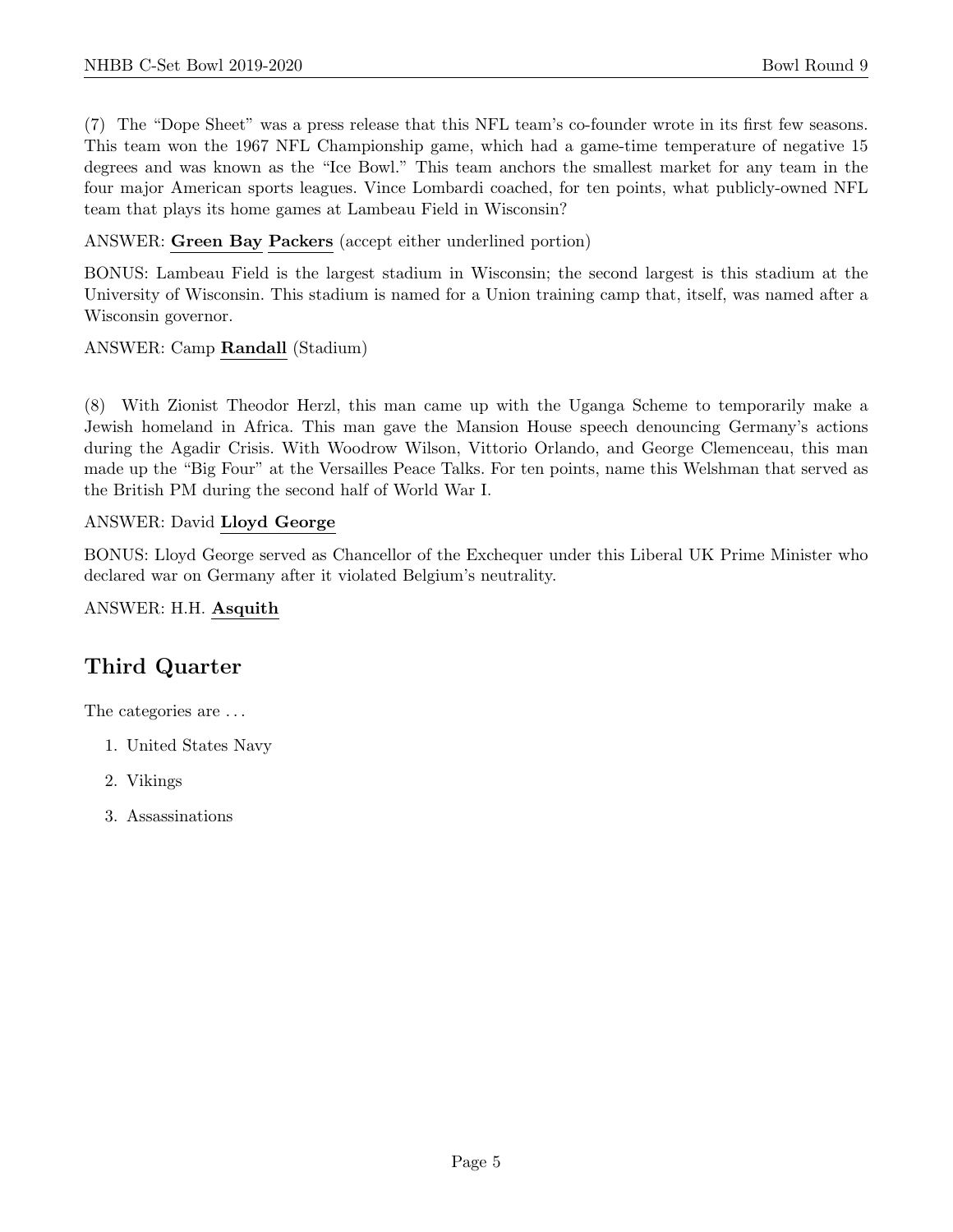(7) The "Dope Sheet" was a press release that this NFL team's co-founder wrote in its first few seasons. This team won the 1967 NFL Championship game, which had a game-time temperature of negative 15 degrees and was known as the "Ice Bowl." This team anchors the smallest market for any team in the four major American sports leagues. Vince Lombardi coached, for ten points, what publicly-owned NFL team that plays its home games at Lambeau Field in Wisconsin?

ANSWER: **Green Bay** **Packers** (accept either underlined portion)

BONUS: Lambeau Field is the largest stadium in Wisconsin; the second largest is this stadium at the University of Wisconsin. This stadium is named for a Union training camp that, itself, was named after a Wisconsin governor.

ANSWER: Camp **Randall** (Stadium)

(8) With Zionist Theodor Herzl, this man came up with the Uganga Scheme to temporarily make a Jewish homeland in Africa. This man gave the Mansion House speech denouncing Germany's actions during the Agadir Crisis. With Woodrow Wilson, Vittorio Orlando, and George Clemenceau, this man made up the "Big Four" at the Versailles Peace Talks. For ten points, name this Welshman that served as the British PM during the second half of World War I.

ANSWER: David **Lloyd George**

BONUS: Lloyd George served as Chancellor of the Exchequer under this Liberal UK Prime Minister who declared war on Germany after it violated Belgium's neutrality.

ANSWER: H.H. **Asquith**

## Third Quarter

The categories are ...

1. United States Navy
2. Vikings
3. Assassinations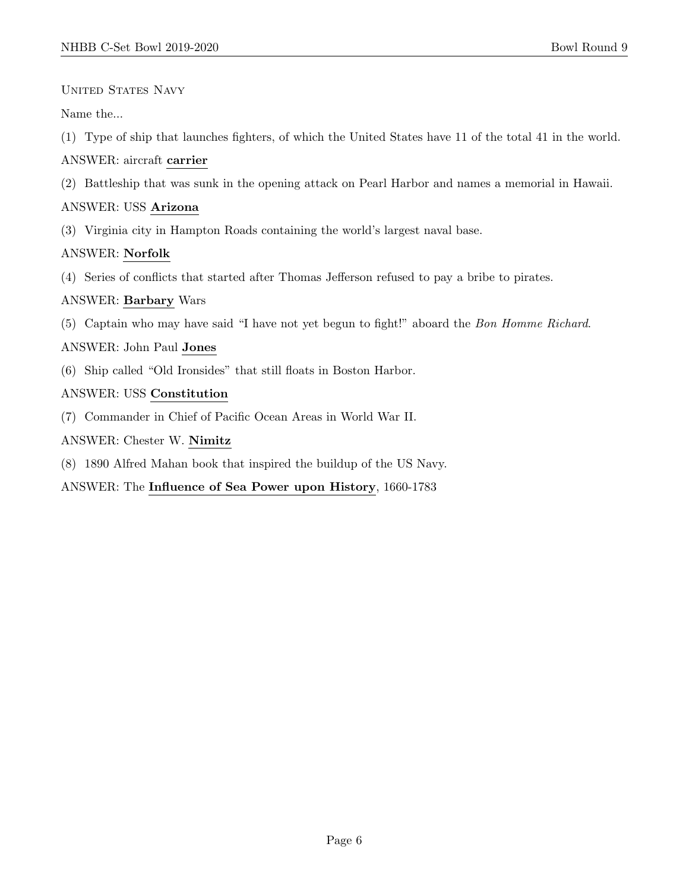United States Navy

Name the...

(1) Type of ship that launches fighters, of which the United States have 11 of the total 41 in the world.

ANSWER: aircraft **carrier**

(2) Battleship that was sunk in the opening attack on Pearl Harbor and names a memorial in Hawaii.

ANSWER: USS **Arizona**

(3) Virginia city in Hampton Roads containing the world's largest naval base.

ANSWER: **Norfolk**

(4) Series of conflicts that started after Thomas Jefferson refused to pay a bribe to pirates.

ANSWER: **Barbary** Wars

(5) Captain who may have said "I have not yet begun to fight!" aboard the *Bon Homme Richard*.

ANSWER: John Paul **Jones**

(6) Ship called "Old Ironsides" that still floats in Boston Harbor.

ANSWER: USS **Constitution**

(7) Commander in Chief of Pacific Ocean Areas in World War II.

ANSWER: Chester W. **Nimitz**

(8) 1890 Alfred Mahan book that inspired the buildup of the US Navy.

ANSWER: The **Influence of Sea Power upon History**, 1660-1783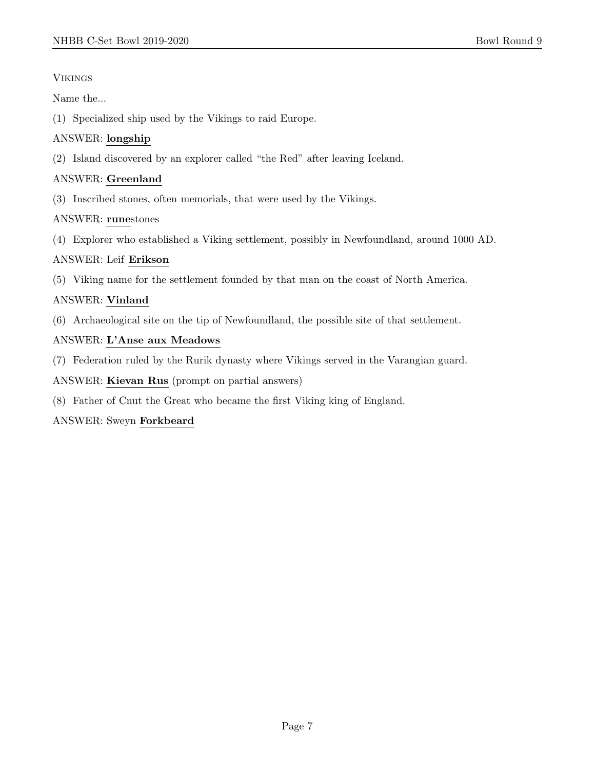VIKINGS

Name the...

(1) Specialized ship used by the Vikings to raid Europe.

ANSWER: **longship**

(2) Island discovered by an explorer called "the Red" after leaving Iceland.

ANSWER: **Greenland**

(3) Inscribed stones, often memorials, that were used by the Vikings.

ANSWER: **rune**stones

(4) Explorer who established a Viking settlement, possibly in Newfoundland, around 1000 AD.

ANSWER: Leif **Erikson**

(5) Viking name for the settlement founded by that man on the coast of North America.

ANSWER: **Vinland**

(6) Archaeological site on the tip of Newfoundland, the possible site of that settlement.

ANSWER: **L'Anse aux Meadows**

(7) Federation ruled by the Rurik dynasty where Vikings served in the Varangian guard.

ANSWER: **Kievan Rus** (prompt on partial answers)

(8) Father of Cnut the Great who became the first Viking king of England.

ANSWER: Sweyn **Forkbeard**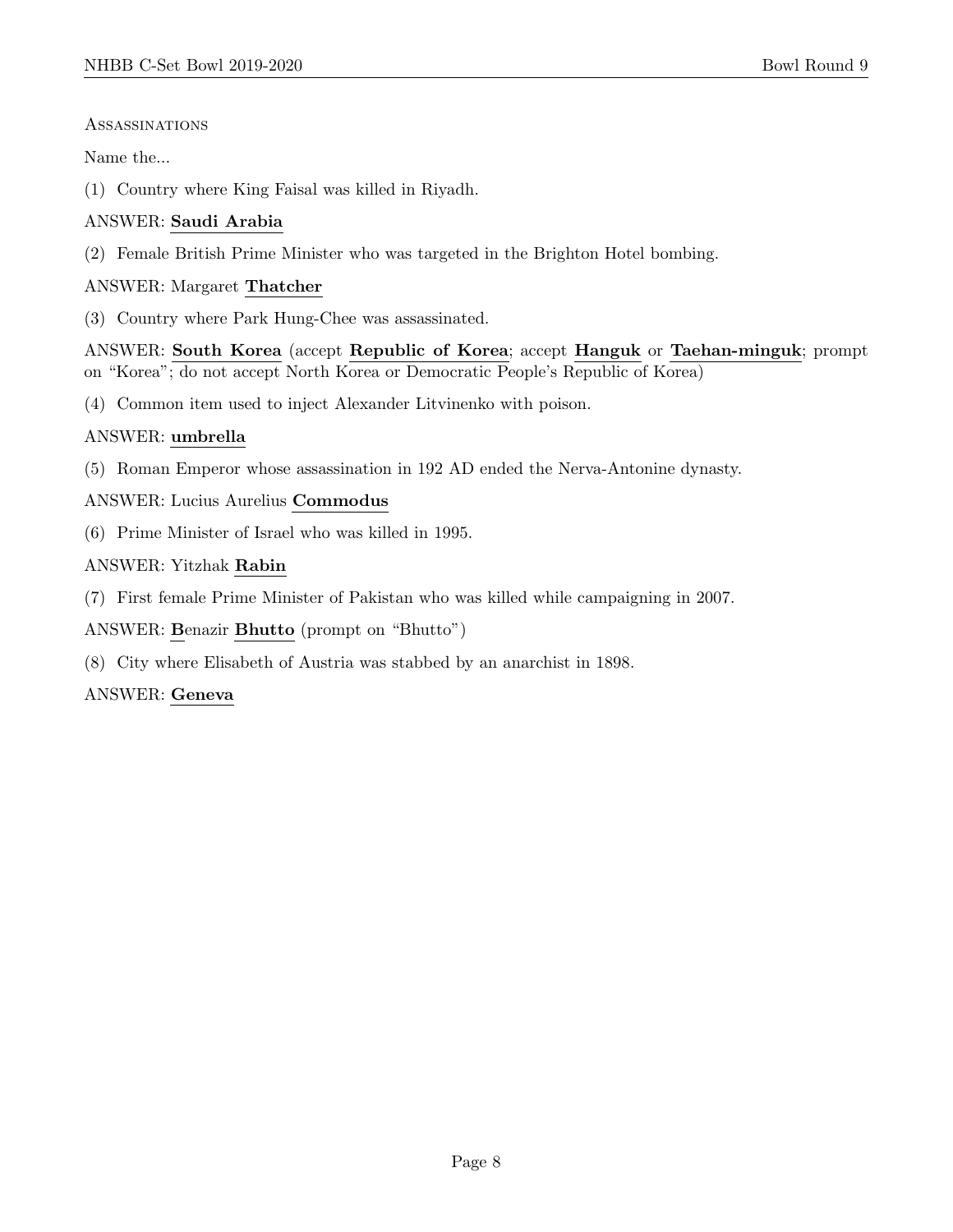Assassinations

Name the...

(1) Country where King Faisal was killed in Riyadh.

ANSWER: **Saudi Arabia**

(2) Female British Prime Minister who was targeted in the Brighton Hotel bombing.

ANSWER: Margaret **Thatcher**

(3) Country where Park Hung-Chee was assassinated.

ANSWER: **South Korea** (accept **Republic of Korea**; accept **Hanguk** or **Taehan-minguk**; prompt on "Korea"; do not accept North Korea or Democratic People's Republic of Korea)

(4) Common item used to inject Alexander Litvinenko with poison.

ANSWER: **umbrella**

(5) Roman Emperor whose assassination in 192 AD ended the Nerva-Antonine dynasty.

ANSWER: Lucius Aurelius **Commodus**

(6) Prime Minister of Israel who was killed in 1995.

ANSWER: Yitzhak **Rabin**

(7) First female Prime Minister of Pakistan who was killed while campaigning in 2007.

ANSWER: **B**enazir **Bhutto** (prompt on "Bhutto")

(8) City where Elisabeth of Austria was stabbed by an anarchist in 1898.

ANSWER: **Geneva**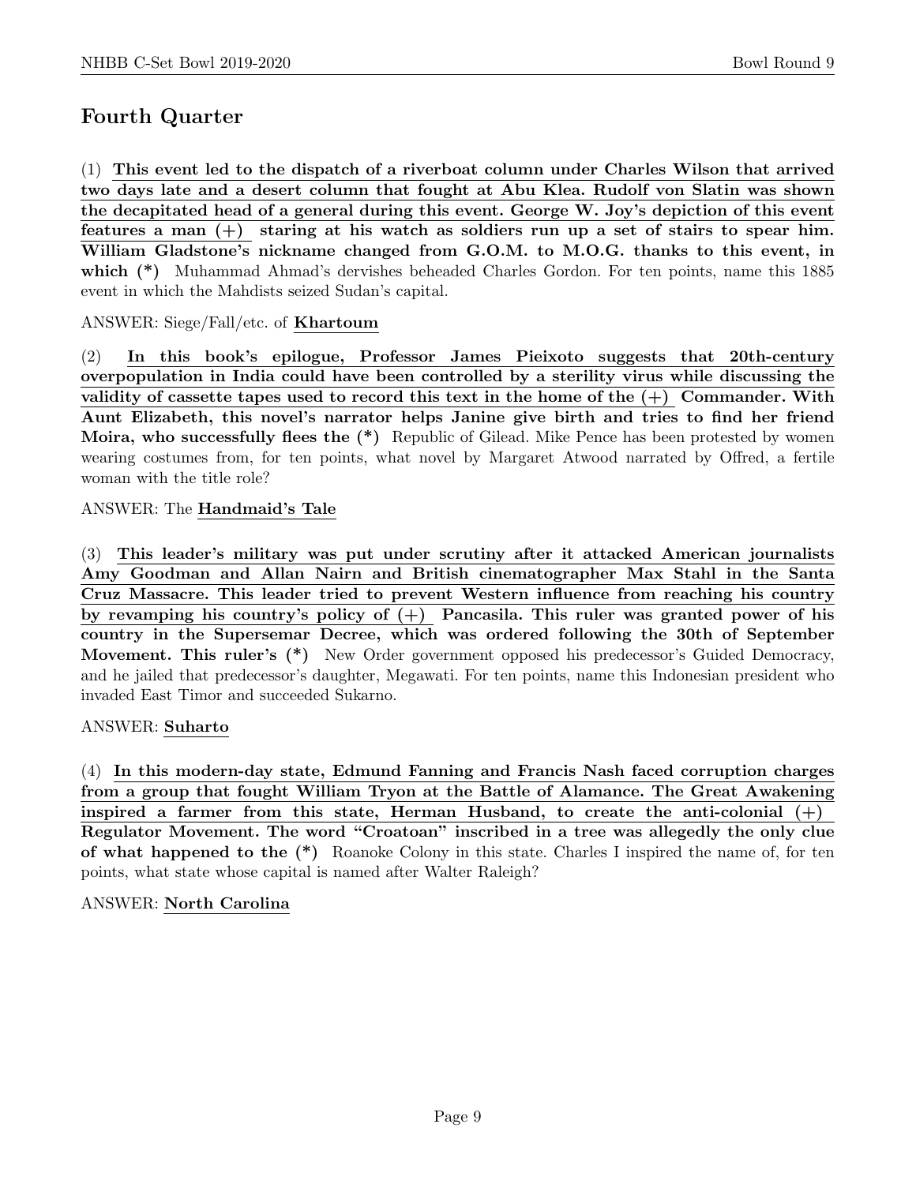## Fourth Quarter

(1) **This event led to the dispatch of a riverboat column under Charles Wilson that arrived two days late and a desert column that fought at Abu Klea. Rudolf von Slatin was shown the decapitated head of a general during this event. George W. Joy's depiction of this event features a man (+) staring at his watch as soldiers run up a set of stairs to spear him. William Gladstone's nickname changed from G.O.M. to M.O.G. thanks to this event, in which (*)** Muhammad Ahmad's dervishes beheaded Charles Gordon. For ten points, name this 1885 event in which the Mahdists seized Sudan's capital.

ANSWER: Siege/Fall/etc. of **Khartoum**

(2) **In this book's epilogue, Professor James Pieixoto suggests that 20th-century overpopulation in India could have been controlled by a sterility virus while discussing the validity of cassette tapes used to record this text in the home of the (+) Commander. With Aunt Elizabeth, this novel's narrator helps Janine give birth and tries to find her friend Moira, who successfully flees the (*)** Republic of Gilead. Mike Pence has been protested by women wearing costumes from, for ten points, what novel by Margaret Atwood narrated by Offred, a fertile woman with the title role?

ANSWER: The **Handmaid's Tale**

(3) **This leader's military was put under scrutiny after it attacked American journalists Amy Goodman and Allan Nairn and British cinematographer Max Stahl in the Santa Cruz Massacre. This leader tried to prevent Western influence from reaching his country by revamping his country's policy of (+) Pancasila. This ruler was granted power of his country in the Supersemar Decree, which was ordered following the 30th of September Movement. This ruler's (*)** New Order government opposed his predecessor's Guided Democracy, and he jailed that predecessor's daughter, Megawati. For ten points, name this Indonesian president who invaded East Timor and succeeded Sukarno.

ANSWER: **Suharto**

(4) **In this modern-day state, Edmund Fanning and Francis Nash faced corruption charges from a group that fought William Tryon at the Battle of Alamance. The Great Awakening inspired a farmer from this state, Herman Husband, to create the anti-colonial (+) Regulator Movement. The word "Croatoan" inscribed in a tree was allegedly the only clue of what happened to the (*)** Roanoke Colony in this state. Charles I inspired the name of, for ten points, what state whose capital is named after Walter Raleigh?

ANSWER: **North Carolina**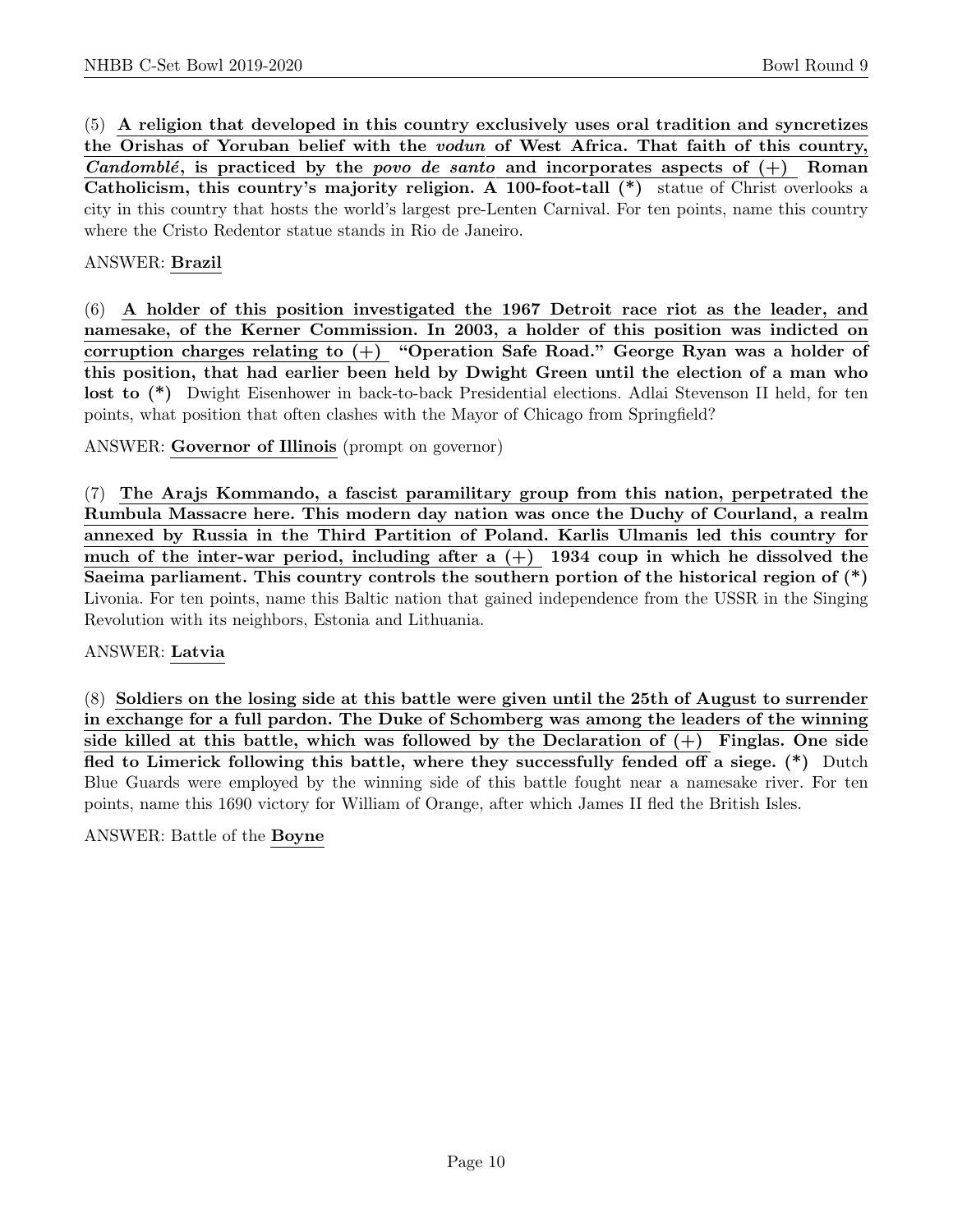(5) **A religion that developed in this country exclusively uses oral tradition and syncretizes the Orishas of Yoruban belief with the *vodun* of West Africa. That faith of this country, *Candomblé*, is practiced by the *povo de santo* and incorporates aspects of (+) Roman Catholicism, this country's majority religion. A 100-foot-tall (*)** statue of Christ overlooks a city in this country that hosts the world's largest pre-Lenten Carnival. For ten points, name this country where the Cristo Redentor statue stands in Rio de Janeiro.

ANSWER: **Brazil**

(6) **A holder of this position investigated the 1967 Detroit race riot as the leader, and namesake, of the Kerner Commission. In 2003, a holder of this position was indicted on corruption charges relating to (+) "Operation Safe Road." George Ryan was a holder of this position, that had earlier been held by Dwight Green until the election of a man who lost to (*)** Dwight Eisenhower in back-to-back Presidential elections. Adlai Stevenson II held, for ten points, what position that often clashes with the Mayor of Chicago from Springfield?

ANSWER: **Governor of Illinois** (prompt on governor)

(7) **The Arajs Kommando, a fascist paramilitary group from this nation, perpetrated the Rumbula Massacre here. This modern day nation was once the Duchy of Courland, a realm annexed by Russia in the Third Partition of Poland. Karlis Ulmanis led this country for much of the inter-war period, including after a (+) 1934 coup in which he dissolved the Saeima parliament. This country controls the southern portion of the historical region of (*)** Livonia. For ten points, name this Baltic nation that gained independence from the USSR in the Singing Revolution with its neighbors, Estonia and Lithuania.

ANSWER: **Latvia**

(8) **Soldiers on the losing side at this battle were given until the 25th of August to surrender in exchange for a full pardon. The Duke of Schomberg was among the leaders of the winning side killed at this battle, which was followed by the Declaration of (+) Finglas. One side fled to Limerick following this battle, where they successfully fended off a siege. (*)** Dutch Blue Guards were employed by the winning side of this battle fought near a namesake river. For ten points, name this 1690 victory for William of Orange, after which James II fled the British Isles.

ANSWER: Battle of the **Boyne**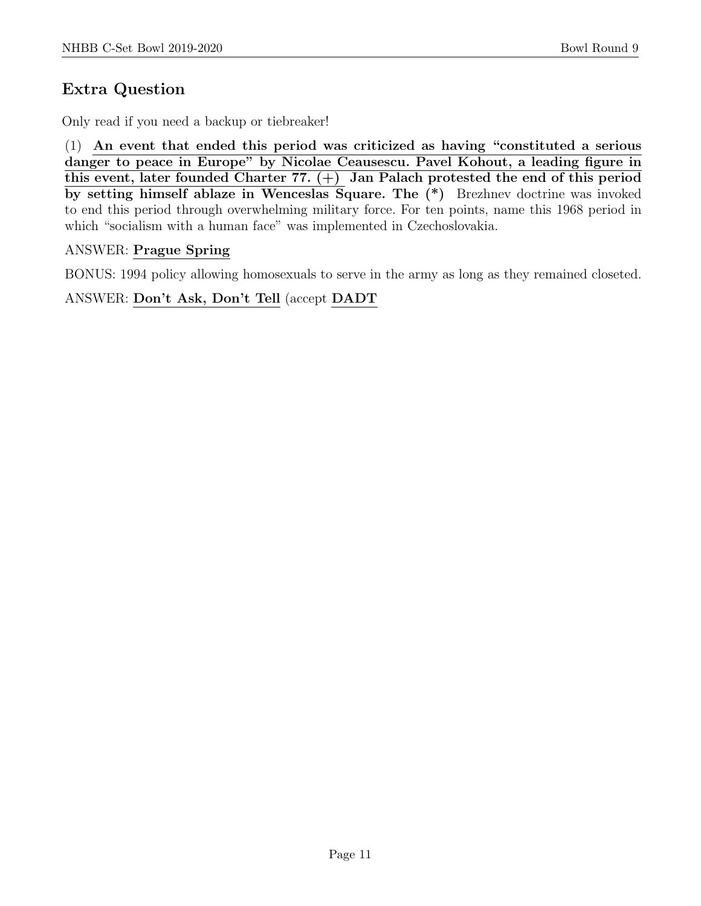## Extra Question

Only read if you need a backup or tiebreaker!

(1) **An event that ended this period was criticized as having "constituted a serious danger to peace in Europe" by Nicolae Ceausescu. Pavel Kohout, a leading figure in this event, later founded Charter 77. (+) Jan Palach protested the end of this period by setting himself ablaze in Wenceslas Square. The (*)** Brezhnev doctrine was invoked to end this period through overwhelming military force. For ten points, name this 1968 period in which "socialism with a human face" was implemented in Czechoslovakia.

ANSWER: **Prague Spring**

BONUS: 1994 policy allowing homosexuals to serve in the army as long as they remained closeted.

ANSWER: **Don't Ask, Don't Tell** (accept **DADT**